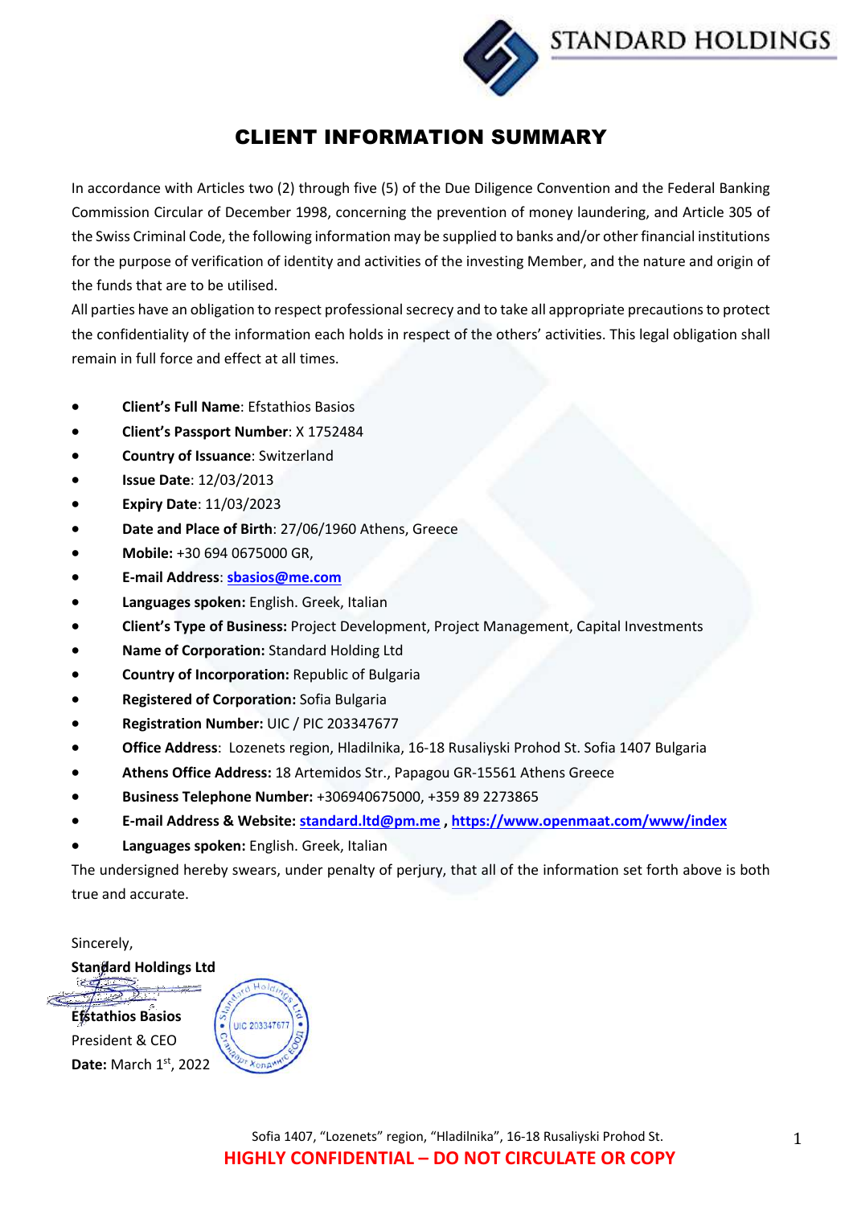STANDARD HOLDINGS

# CLIENT INFORMATION SUMMARY

In accordance with Articles two (2) through five (5) of the Due Diligence Convention and the Federal Banking Commission Circular of December 1998, concerning the prevention of money laundering, and Article 305 of the Swiss Criminal Code, the following information may be supplied to banks and/or other financial institutions for the purpose of verification of identity and activities of the investing Member, and the nature and origin of the funds that are to be utilised.
All parties have an obligation to respect professional secrecy and to take all appropriate precautions to protect the confidentiality of the information each holds in respect of the others' activities. This legal obligation shall remain in full force and effect at all times.

- **Client's Full Name**: Efstathios Basios
- **Client's Passport Number**: X 1752484
- **Country of Issuance**: Switzerland
- **Issue Date**: 12/03/2013
- **Expiry Date**: 11/03/2023
- **Date and Place of Birth**: 27/06/1960 Athens, Greece
- **Mobile:** +30 694 0675000 GR,
- **E-mail Address**: sbasios@me.com
- **Languages spoken:** English. Greek, Italian
- **Client's Type of Business:** Project Development, Project Management, Capital Investments
- **Name of Corporation:** Standard Holding Ltd
- **Country of Incorporation:** Republic of Bulgaria
- **Registered of Corporation:** Sofia Bulgaria
- **Registration Number:** UIC / PIC 203347677
- **Office Address**: Lozenets region, Hladilnika, 16-18 Rusaliyski Prohod St. Sofia 1407 Bulgaria
- **Athens Office Address:** 18 Artemidos Str., Papagou GR-15561 Athens Greece
- **Business Telephone Number:** +306940675000, +359 89 2273865
- **E-mail Address & Website:** standard.ltd@pm.me **,** https://www.openmaat.com/www/index
- **Languages spoken:** English. Greek, Italian

The undersigned hereby swears, under penalty of perjury, that all of the information set forth above is both true and accurate.

Sincerely,

**Standard Holdings Ltd**

**Efstathios Basios**
President & CEO
**Date:** March 1st, 2022

Sofia 1407, "Lozenets" region, "Hladilnika", 16-18 Rusaliyski Prohod St.

**HIGHLY CONFIDENTIAL – DO NOT CIRCULATE OR COPY**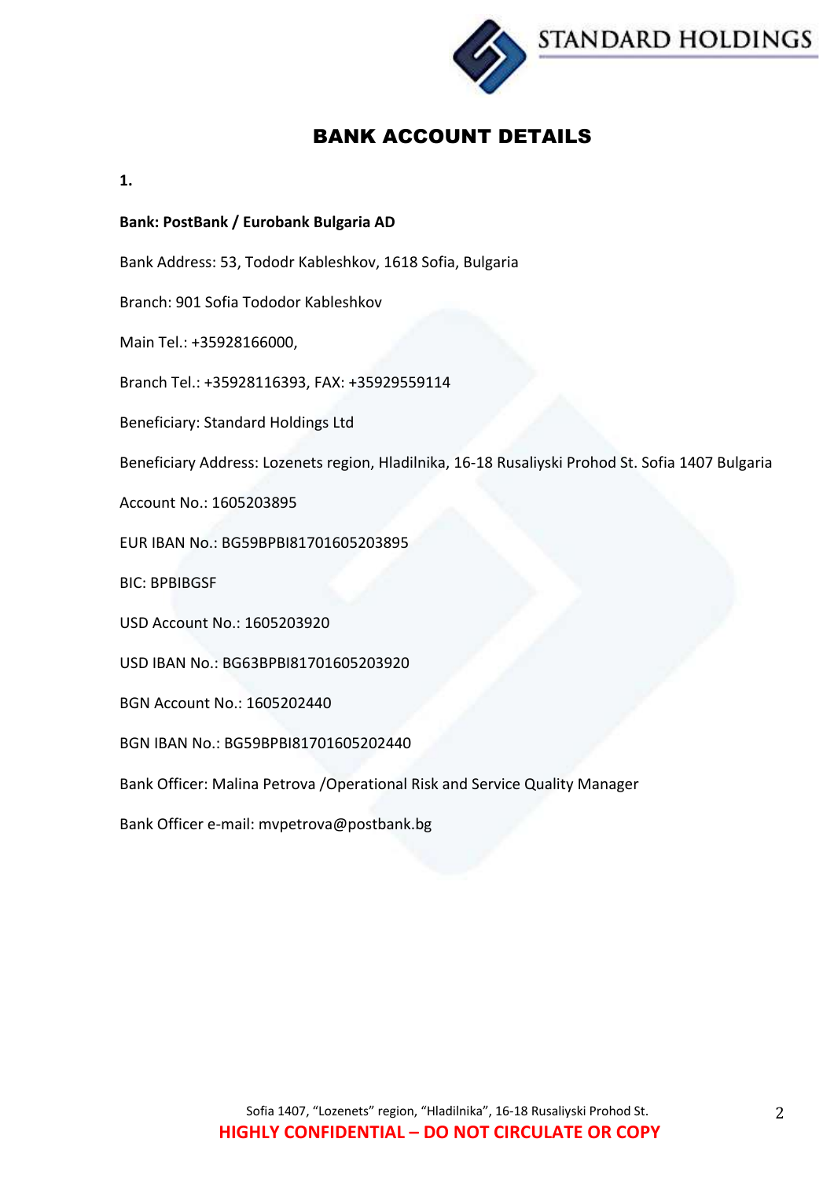# BANK ACCOUNT DETAILS

**1.**

**Bank: PostBank / Eurobank Bulgaria AD**

Bank Address: 53, Tododr Kableshkov, 1618 Sofia, Bulgaria

Branch: 901 Sofia Tododor Kableshkov

Main Tel.: +35928166000,

Branch Tel.: +35928116393, FAX: +35929559114

Beneficiary: Standard Holdings Ltd

Beneficiary Address: Lozenets region, Hladilnika, 16-18 Rusaliyski Prohod St. Sofia 1407 Bulgaria

Account No.: 1605203895

EUR IBAN No.: BG59BPBI81701605203895

BIC: BPBIBGSF

USD Account No.: 1605203920

USD IBAN No.: BG63BPBI81701605203920

BGN Account No.: 1605202440

BGN IBAN No.: BG59BPBI81701605202440

Bank Officer: Malina Petrova /Operational Risk and Service Quality Manager

Bank Officer e-mail: mvpetrova@postbank.bg

Sofia 1407, "Lozenets" region, "Hladilnika", 16-18 Rusaliyski Prohod St.

**HIGHLY CONFIDENTIAL – DO NOT CIRCULATE OR COPY**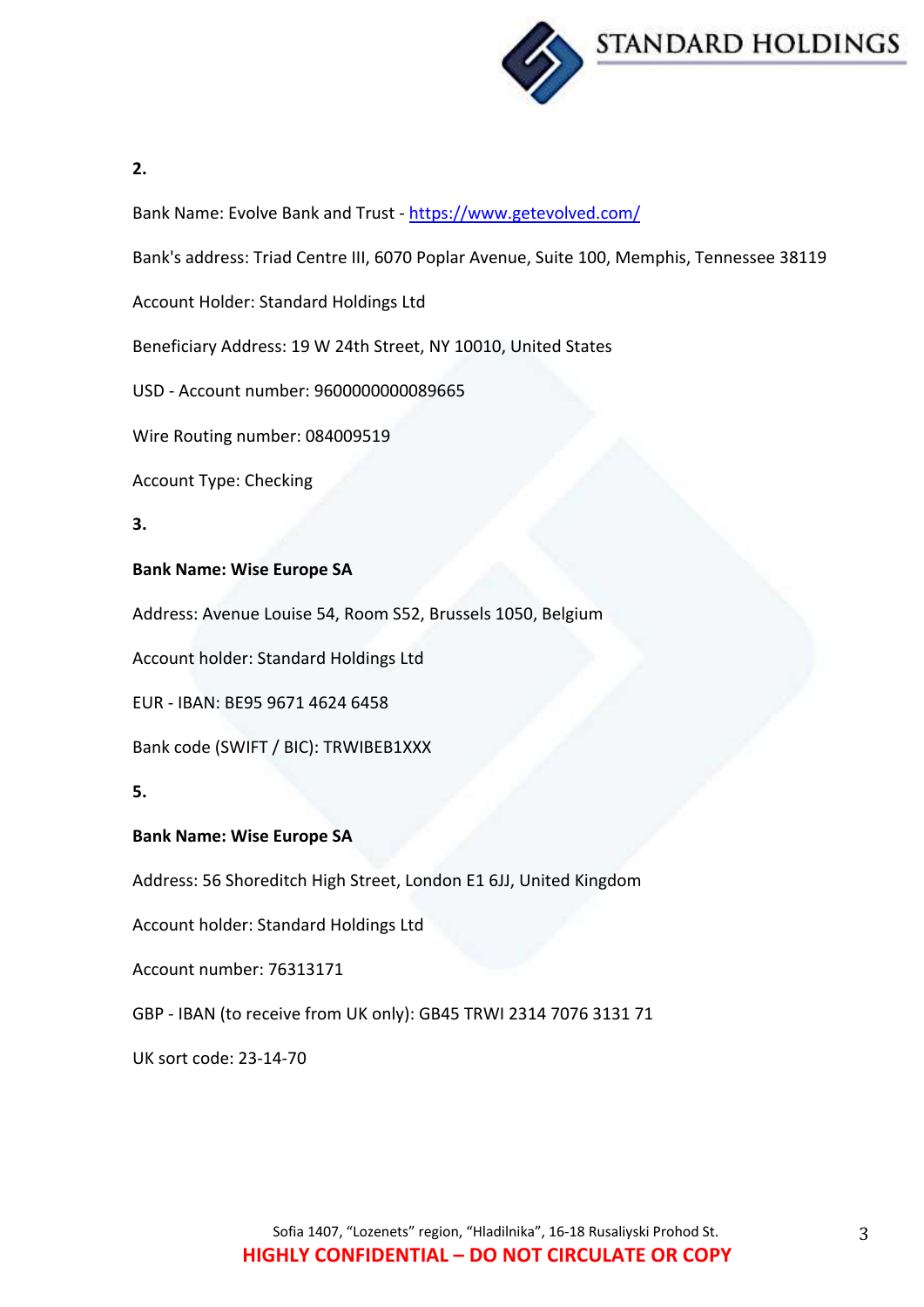**2.**

Bank Name: Evolve Bank and Trust - https://www.getevolved.com/

Bank's address: Triad Centre III, 6070 Poplar Avenue, Suite 100, Memphis, Tennessee 38119

Account Holder: Standard Holdings Ltd

Beneficiary Address: 19 W 24th Street, NY 10010, United States

USD - Account number: 9600000000089665

Wire Routing number: 084009519

Account Type: Checking

**3.**

**Bank Name: Wise Europe SA**

Address: Avenue Louise 54, Room S52, Brussels 1050, Belgium

Account holder: Standard Holdings Ltd

EUR - IBAN: BE95 9671 4624 6458

Bank code (SWIFT / BIC): TRWIBEB1XXX

**5.**

**Bank Name: Wise Europe SA**

Address: 56 Shoreditch High Street, London E1 6JJ, United Kingdom

Account holder: Standard Holdings Ltd

Account number: 76313171

GBP - IBAN (to receive from UK only): GB45 TRWI 2314 7076 3131 71

UK sort code: 23-14-70

Sofia 1407, “Lozenets” region, “Hladilnika”, 16-18 Rusaliyski Prohod St.

HIGHLY CONFIDENTIAL – DO NOT CIRCULATE OR COPY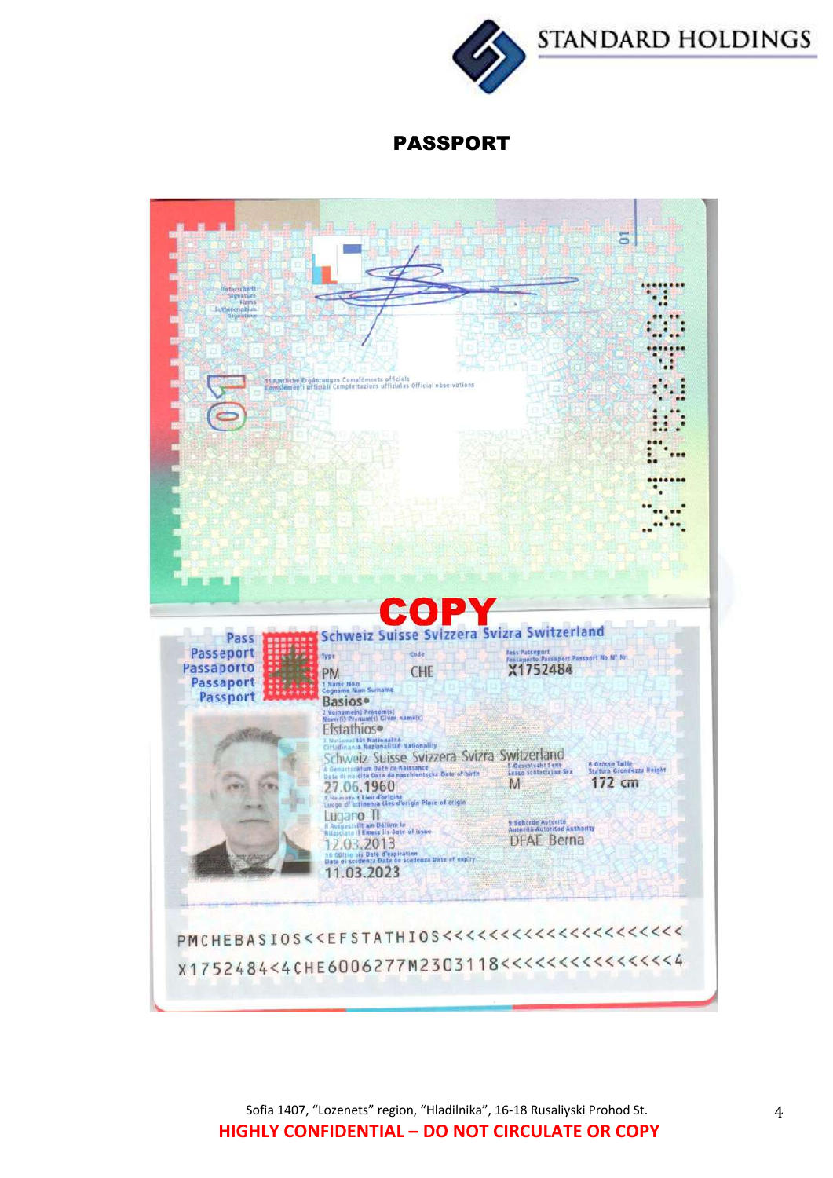# PASSPORT

Unterschrift
Signature
Firma
Suttascripziun
Signature

11 Amtliche Ergänzungen Compléments officiels
Complementi ufficiali Cumplettaziuns uffizialas Official observations

01

X1752484

COPY

Pass
Passeport
Passaporto
Passaport
Passport

Schweiz Suisse Svizzera Svizra Switzerland

| Type | Code | Pass Passeport Passaporto Passaport Passport No N° Nr |
| --- | --- | --- |
| PM | CHE | X1752484 |

1 Name Nom Cognome Num Surname
Basios

2 Vorname(n) Prénom(s) Nome(i) Prenum(s) Given name(s)
Efstathios

3 Nationalität Nationalité Cittadinanza Naziunalitad Nationality
Schweiz Suisse Svizzera Svizra Switzerland

4 Geburtsdatum Date de naissance Data di nascita Data da naschientscha Date of birth
27.06.1960

5 Geschlecht Sexe Sesso Schlattaina Sex
M

6 Grösse Taille Statura Grondezza Height
172 cm

7 Heimatort Lieu d'origine Luogo di attinenza Lieu d'origin Place of origin
Lugano TI

8 Ausgestellt am Délivré le Rilasciato il Emess ils Date of issue
12.03.2013

9 Behörde Autorité Autorità Autoritad Authority
DFAE Berna

10 Gültig bis Date d'expiration Data di scadenza Data da scadenza Date of expiry
11.03.2023

```
PMCHEBASIOS<<EFSTATHIOS<<<<<<<<<<<<<<<<<<<<<
X1752484<4CHE6006277M2303118<<<<<<<<<<<<<<<4
```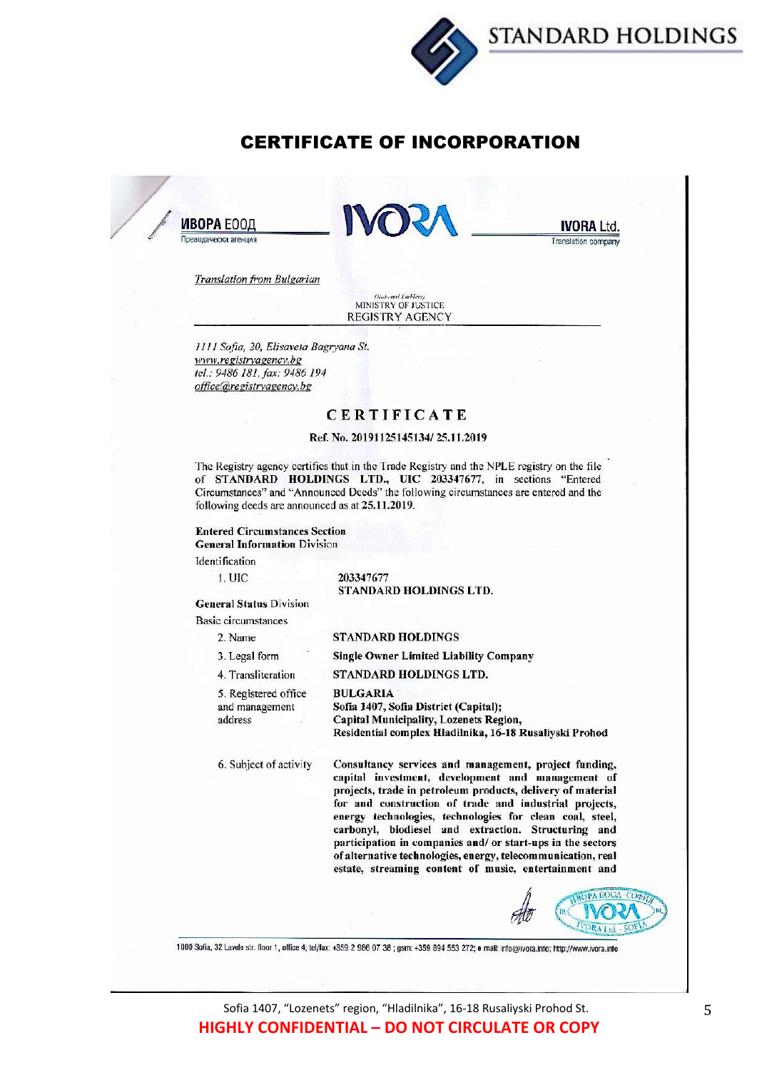# CERTIFICATE OF INCORPORATION

**ИВОРА ЕООД**
Преводаческа агенция

**IVORA Ltd.**
Translation company

*Translation from Bulgarian*

*(National Emblem)*
MINISTRY OF JUSTICE
REGISTRY AGENCY

*1111 Sofia, 20, Elisaveta Bagryana St.*
*www.registryagency.bg*
*tel.: 9486 181, fax: 9486 194*
*office@registryagency.bg*

## CERTIFICATE

**Ref. No. 20191125145134/ 25.11.2019**

The Registry agency certifies that in the Trade Registry and the NPLE registry on the file of **STANDARD HOLDINGS LTD., UIC 203347677**, in sections "Entered Circumstances" and "Announced Deeds" the following circumstances are entered and the following deeds are announced as at **25.11.2019**.

**Entered Circumstances Section**
**General Information Division**

Identification

| | |
|---|---|
| 1. UIC | **203347677**<br>**STANDARD HOLDINGS LTD.** |

**General Status Division**

Basic circumstances

| | |
|---|---|
| 2. Name | **STANDARD HOLDINGS** |
| 3. Legal form | **Single Owner Limited Liability Company** |
| 4. Transliteration | **STANDARD HOLDINGS LTD.** |
| 5. Registered office and management address | **BULGARIA**<br>**Sofia 1407, Sofia District (Capital);**<br>**Capital Municipality, Lozenets Region,**<br>**Residential complex Hladilnika, 16-18 Rusaliyski Prohod** |
| 6. Subject of activity | **Consultancy services and management, project funding, capital investment, development and management of projects, trade in petroleum products, delivery of material for and construction of trade and industrial projects, energy technologies, technologies for clean coal, steel, carbonyl, biodiesel and extraction. Structuring and participation in companies and/ or start-ups in the sectors of alternative technologies, energy, telecommunication, real estate, streaming content of music, entertainment and** |

1000 Sofia, 32 Lavele str. floor 1, office 4; tel/fax: +359 2 986 07 38 ; gsm: +359 894 553 272; e mail: info@ivora.info; http://www.ivora.info

Sofia 1407, "Lozenets" region, "Hladilnika", 16-18 Rusaliyski Prohod St.

**HIGHLY CONFIDENTIAL – DO NOT CIRCULATE OR COPY**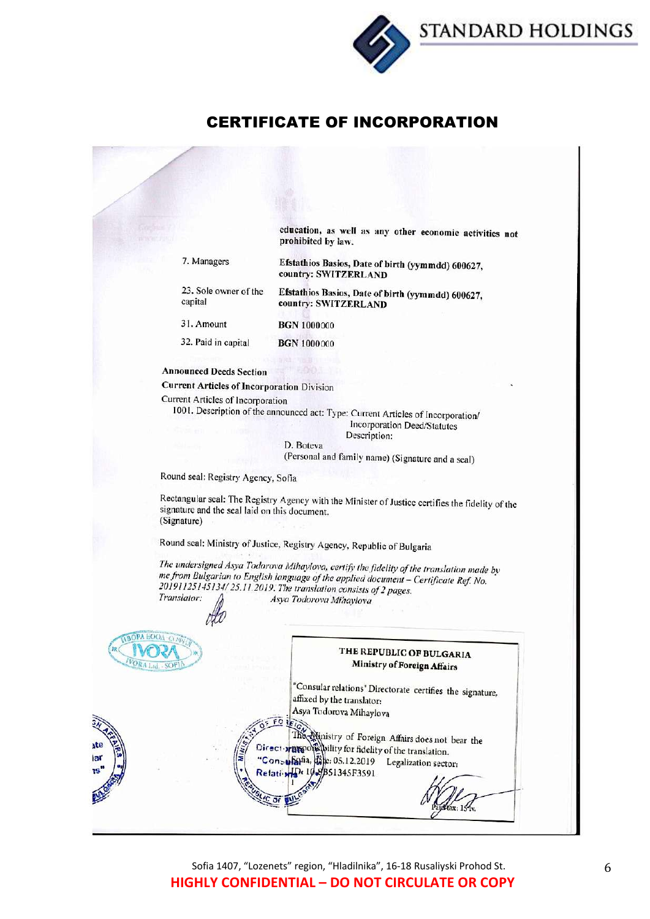# CERTIFICATE OF INCORPORATION

education, as well as any other economic activities not prohibited by law.

| | |
|---|---|
| 7. Managers | Efstathios Basios, Date of birth (yymmdd) 600627, country: SWITZERLAND |
| 23. Sole owner of the capital | Efstathios Basios, Date of birth (yymmdd) 600627, country: SWITZERLAND |
| 31. Amount | BGN 1000000 |
| 32. Paid in capital | BGN 1000000 |

**Announced Deeds Section**

**Current Articles of Incorporation Division**

Current Articles of Incorporation

1001. Description of the announced act: Type: Current Articles of Incorporation/ Incorporation Deed/Statutes
Description:

D. Boteva
(Personal and family name) (Signature and a seal)

Round seal: Registry Agency, Sofia

Rectangular seal: The Registry Agency with the Minister of Justice certifies the fidelity of the signature and the seal laid on this document.
(Signature)

Round seal: Ministry of Justice, Registry Agency, Republic of Bulgaria

*The undersigned Asya Todorova Mihaylova, certify the fidelity of the translation made by me from Bulgarian to English language of the applied document – Certificate Ref. No. 20191125145134/ 25.11.2019. The translation consists of 2 pages.*
*Translator:* *Asya Todorova Mihaylova*

ИВОРА ООД СОФИЯ
IVORA
IVORA Ltd. SOFIA

**THE REPUBLIC OF BULGARIA**
**Ministry of Foreign Affairs**

"Consular relations' Directorate certifies the signature, affixed by the translator:
Asya Todorova Mihaylova

The Ministry of Foreign Affairs does not bear the responsibility for fidelity of the translation.
Sofia, Date: 05.12.2019 Legalization sector:
ID: 10-BS1345F3591
Paid tax: 15 lv.

Sofia 1407, "Lozenets" region, "Hladilnika", 16-18 Rusaliyski Prohod St.

**HIGHLY CONFIDENTIAL – DO NOT CIRCULATE OR COPY**